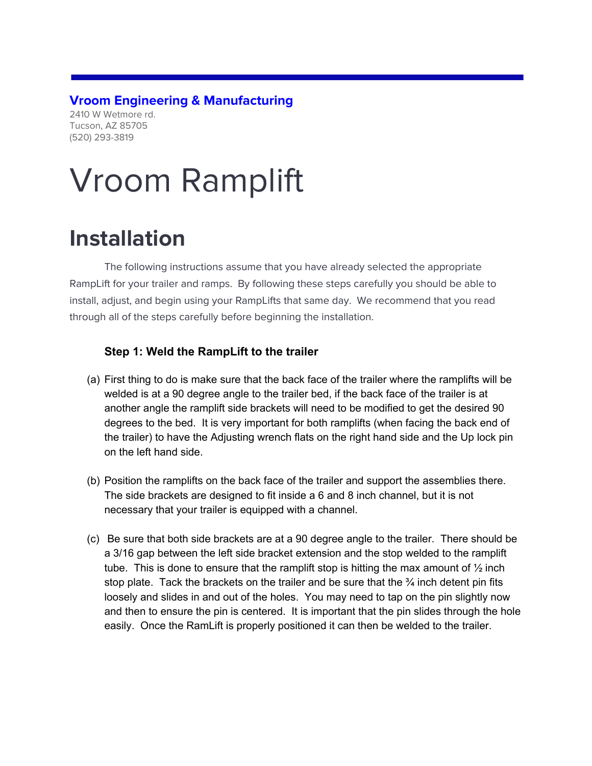**Vroom Engineering & Manufacturing**
2410 W Wetmore rd.
Tucson, AZ 85705
(520) 293-3819

# Vroom Ramplift

## Installation

The following instructions assume that you have already selected the appropriate RampLift for your trailer and ramps. By following these steps carefully you should be able to install, adjust, and begin using your RampLifts that same day. We recommend that you read through all of the steps carefully before beginning the installation.

### Step 1: Weld the RampLift to the trailer

(a) First thing to do is make sure that the back face of the trailer where the ramplifts will be welded is at a 90 degree angle to the trailer bed, if the back face of the trailer is at another angle the ramplift side brackets will need to be modified to get the desired 90 degrees to the bed. It is very important for both ramplifts (when facing the back end of the trailer) to have the Adjusting wrench flats on the right hand side and the Up lock pin on the left hand side.

(b) Position the ramplifts on the back face of the trailer and support the assemblies there. The side brackets are designed to fit inside a 6 and 8 inch channel, but it is not necessary that your trailer is equipped with a channel.

(c) Be sure that both side brackets are at a 90 degree angle to the trailer. There should be a 3/16 gap between the left side bracket extension and the stop welded to the ramplift tube. This is done to ensure that the ramplift stop is hitting the max amount of ½ inch stop plate. Tack the brackets on the trailer and be sure that the ¾ inch detent pin fits loosely and slides in and out of the holes. You may need to tap on the pin slightly now and then to ensure the pin is centered. It is important that the pin slides through the hole easily. Once the RamLift is properly positioned it can then be welded to the trailer.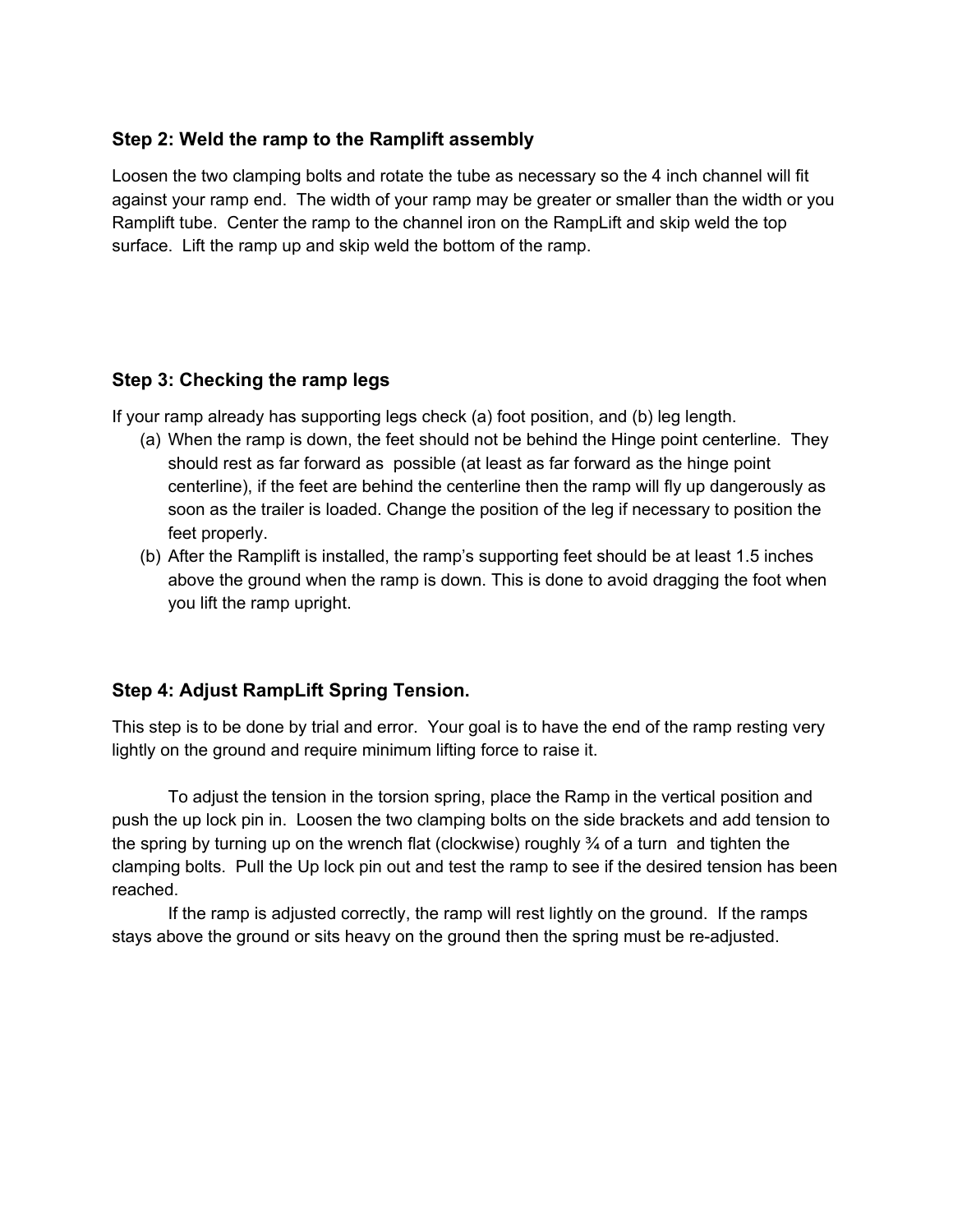### Step 2: Weld the ramp to the Ramplift assembly

Loosen the two clamping bolts and rotate the tube as necessary so the 4 inch channel will fit against your ramp end. The width of your ramp may be greater or smaller than the width or you Ramplift tube. Center the ramp to the channel iron on the RampLift and skip weld the top surface. Lift the ramp up and skip weld the bottom of the ramp.

### Step 3: Checking the ramp legs

If your ramp already has supporting legs check (a) foot position, and (b) leg length.

(a) When the ramp is down, the feet should not be behind the Hinge point centerline. They should rest as far forward as possible (at least as far forward as the hinge point centerline), if the feet are behind the centerline then the ramp will fly up dangerously as soon as the trailer is loaded. Change the position of the leg if necessary to position the feet properly.

(b) After the Ramplift is installed, the ramp's supporting feet should be at least 1.5 inches above the ground when the ramp is down. This is done to avoid dragging the foot when you lift the ramp upright.

### Step 4: Adjust RampLift Spring Tension.

This step is to be done by trial and error. Your goal is to have the end of the ramp resting very lightly on the ground and require minimum lifting force to raise it.

To adjust the tension in the torsion spring, place the Ramp in the vertical position and push the up lock pin in. Loosen the two clamping bolts on the side brackets and add tension to the spring by turning up on the wrench flat (clockwise) roughly ¾ of a turn and tighten the clamping bolts. Pull the Up lock pin out and test the ramp to see if the desired tension has been reached.

If the ramp is adjusted correctly, the ramp will rest lightly on the ground. If the ramps stays above the ground or sits heavy on the ground then the spring must be re-adjusted.